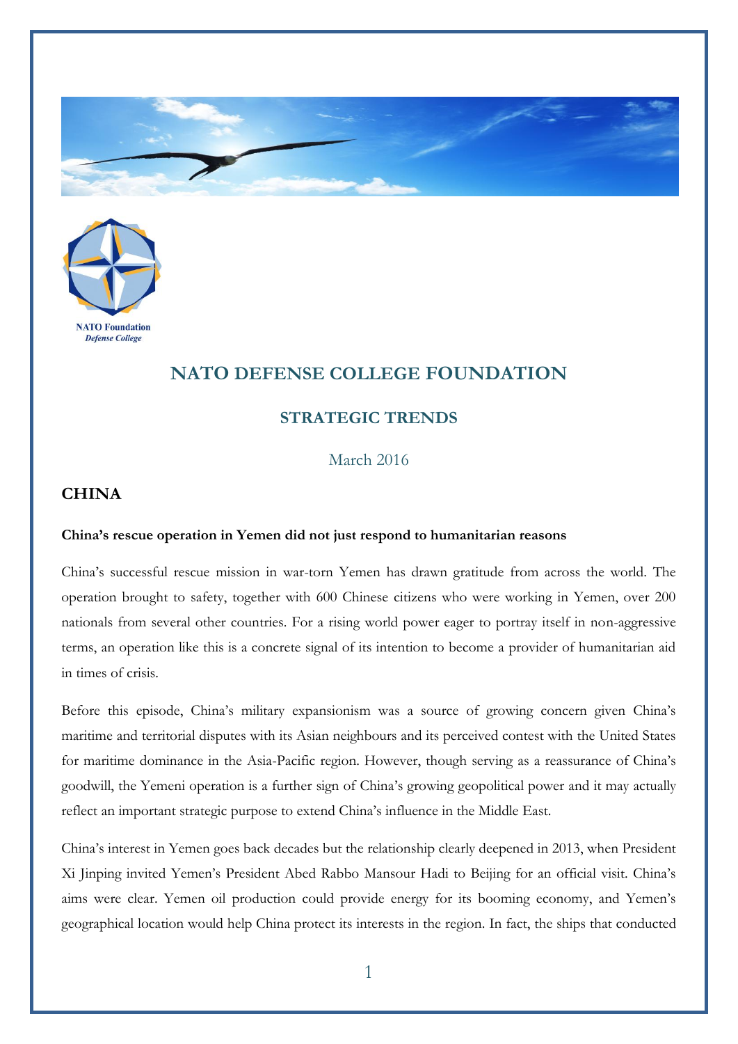NATO Foundation
*Defense College*

# NATO DEFENSE COLLEGE FOUNDATION

## STRATEGIC TRENDS

March 2016

### CHINA

**China's rescue operation in Yemen did not just respond to humanitarian reasons**

China's successful rescue mission in war-torn Yemen has drawn gratitude from across the world. The operation brought to safety, together with 600 Chinese citizens who were working in Yemen, over 200 nationals from several other countries. For a rising world power eager to portray itself in non-aggressive terms, an operation like this is a concrete signal of its intention to become a provider of humanitarian aid in times of crisis.

Before this episode, China's military expansionism was a source of growing concern given China's maritime and territorial disputes with its Asian neighbours and its perceived contest with the United States for maritime dominance in the Asia-Pacific region. However, though serving as a reassurance of China's goodwill, the Yemeni operation is a further sign of China's growing geopolitical power and it may actually reflect an important strategic purpose to extend China's influence in the Middle East.

China's interest in Yemen goes back decades but the relationship clearly deepened in 2013, when President Xi Jinping invited Yemen's President Abed Rabbo Mansour Hadi to Beijing for an official visit. China's aims were clear. Yemen oil production could provide energy for its booming economy, and Yemen's geographical location would help China protect its interests in the region. In fact, the ships that conducted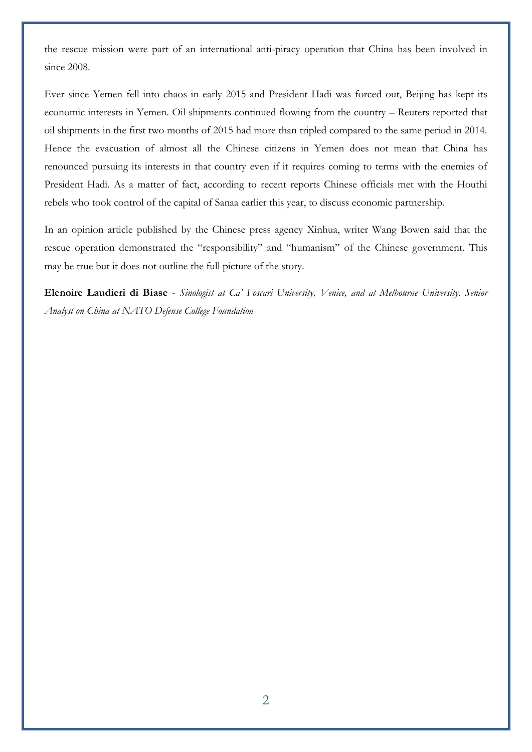the rescue mission were part of an international anti-piracy operation that China has been involved in since 2008.

Ever since Yemen fell into chaos in early 2015 and President Hadi was forced out, Beijing has kept its economic interests in Yemen. Oil shipments continued flowing from the country – Reuters reported that oil shipments in the first two months of 2015 had more than tripled compared to the same period in 2014. Hence the evacuation of almost all the Chinese citizens in Yemen does not mean that China has renounced pursuing its interests in that country even if it requires coming to terms with the enemies of President Hadi. As a matter of fact, according to recent reports Chinese officials met with the Houthi rebels who took control of the capital of Sanaa earlier this year, to discuss economic partnership.

In an opinion article published by the Chinese press agency Xinhua, writer Wang Bowen said that the rescue operation demonstrated the "responsibility" and "humanism" of the Chinese government. This may be true but it does not outline the full picture of the story.

**Elenoire Laudieri di Biase** - *Sinologist at Ca' Foscari University, Venice, and at Melbourne University. Senior Analyst on China at NATO Defense College Foundation*